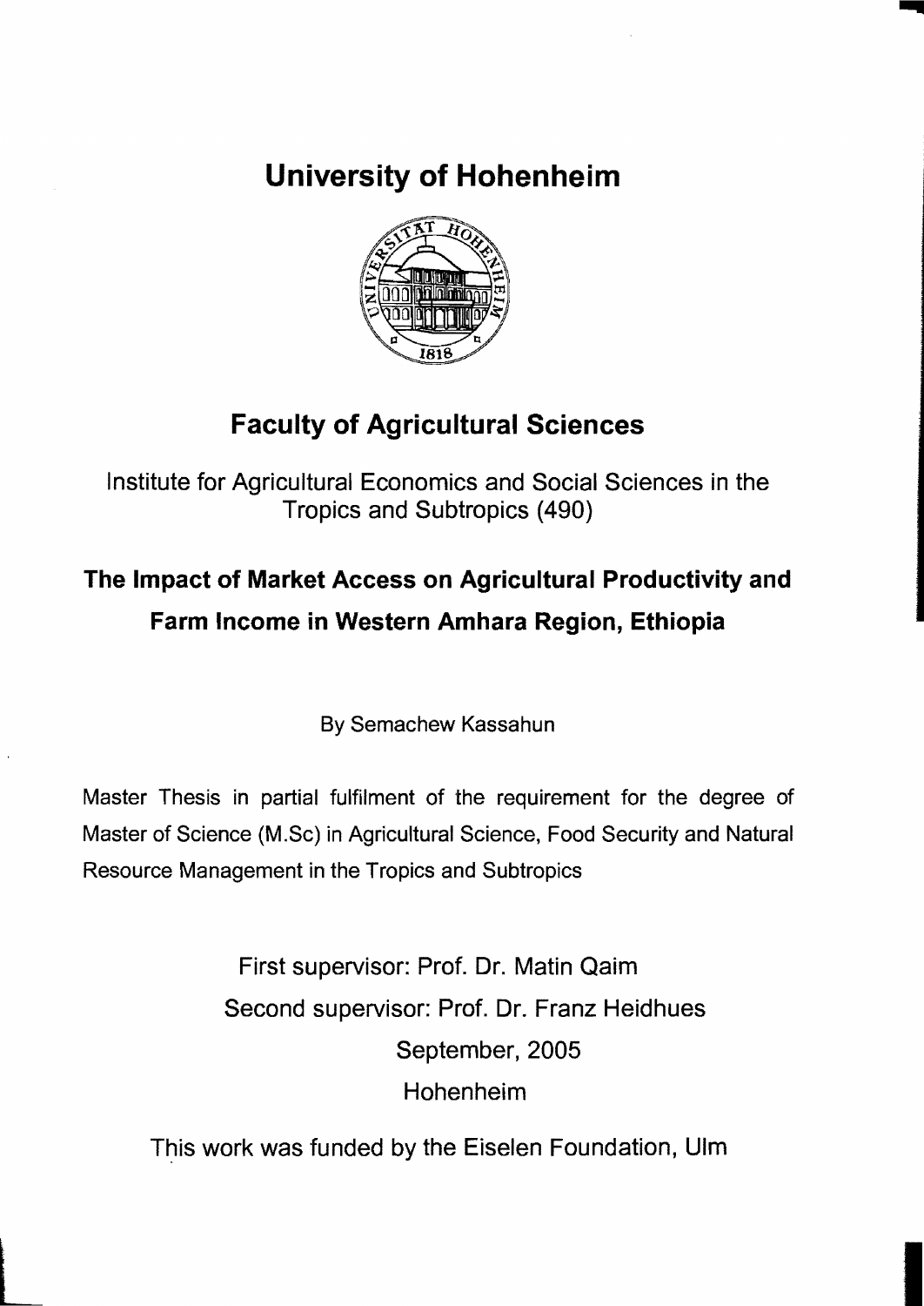# University of Hohenheim

## Faculty of Agricultural Sciences

Institute for Agricultural Economics and Social Sciences in the Tropics and Subtropics (490)

## The Impact of Market Access on Agricultural Productivity and Farm Income in Western Amhara Region, Ethiopia

By Semachew Kassahun

Master Thesis in partial fulfilment of the requirement for the degree of Master of Science (M.Sc) in Agricultural Science, Food Security and Natural Resource Management in the Tropics and Subtropics

First supervisor: Prof. Dr. Matin Qaim

Second supervisor: Prof. Dr. Franz Heidhues

September, 2005

Hohenheim

This work was funded by the Eiselen Foundation, Ulm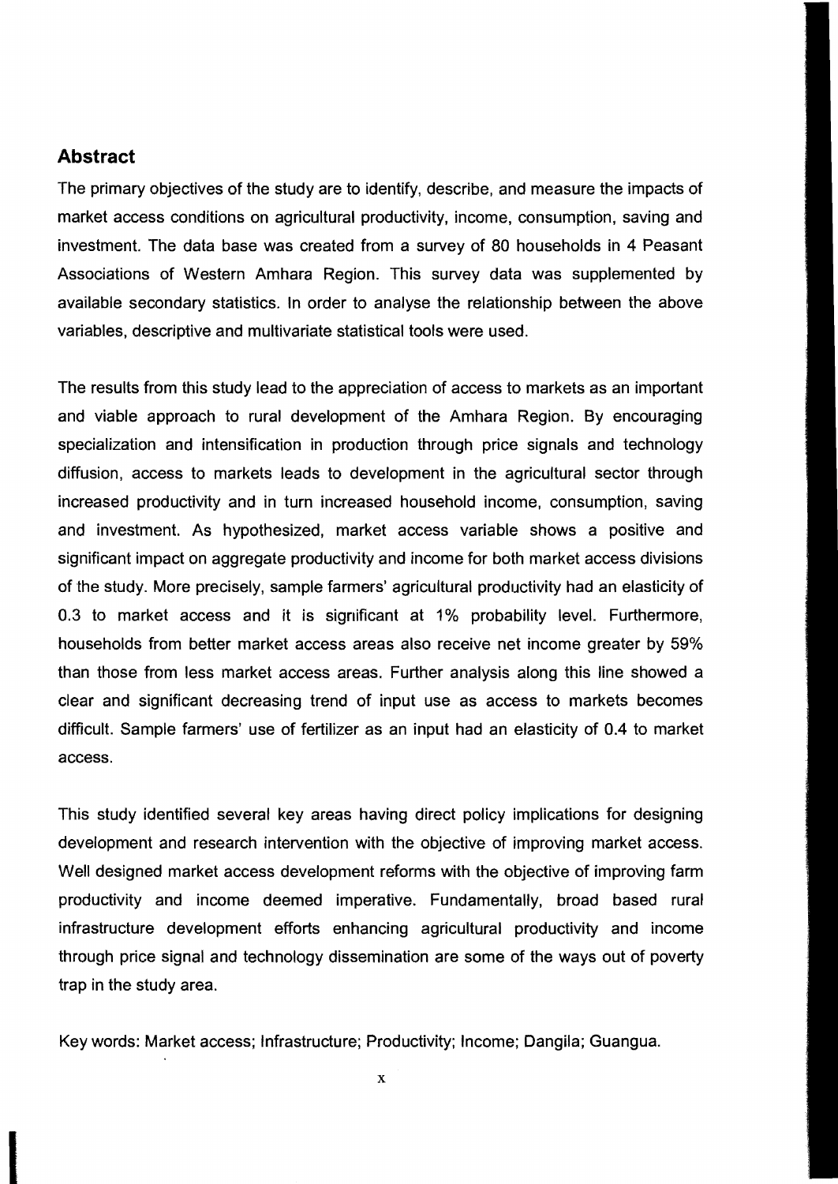## Abstract

The primary objectives of the study are to identify, describe, and measure the impacts of market access conditions on agricultural productivity, income, consumption, saving and investment. The data base was created from a survey of 80 households in 4 Peasant Associations of Western Amhara Region. This survey data was supplemented by available secondary statistics. In order to analyse the relationship between the above variables, descriptive and multivariate statistical tools were used.

The results from this study lead to the appreciation of access to markets as an important and viable approach to rural development of the Amhara Region. By encouraging specialization and intensification in production through price signals and technology diffusion, access to markets leads to development in the agricultural sector through increased productivity and in turn increased household income, consumption, saving and investment. As hypothesized, market access variable shows a positive and significant impact on aggregate productivity and income for both market access divisions of the study. More precisely, sample farmers' agricultural productivity had an elasticity of 0.3 to market access and it is significant at 1% probability level. Furthermore, households from better market access areas also receive net income greater by 59% than those from less market access areas. Further analysis along this line showed a clear and significant decreasing trend of input use as access to markets becomes difficult. Sample farmers' use of fertilizer as an input had an elasticity of 0.4 to market access.

This study identified several key areas having direct policy implications for designing development and research intervention with the objective of improving market access. Well designed market access development reforms with the objective of improving farm productivity and income deemed imperative. Fundamentally, broad based rural infrastructure development efforts enhancing agricultural productivity and income through price signal and technology dissemination are some of the ways out of poverty trap in the study area.

Key words: Market access; Infrastructure; Productivity; Income; Dangila; Guangua.